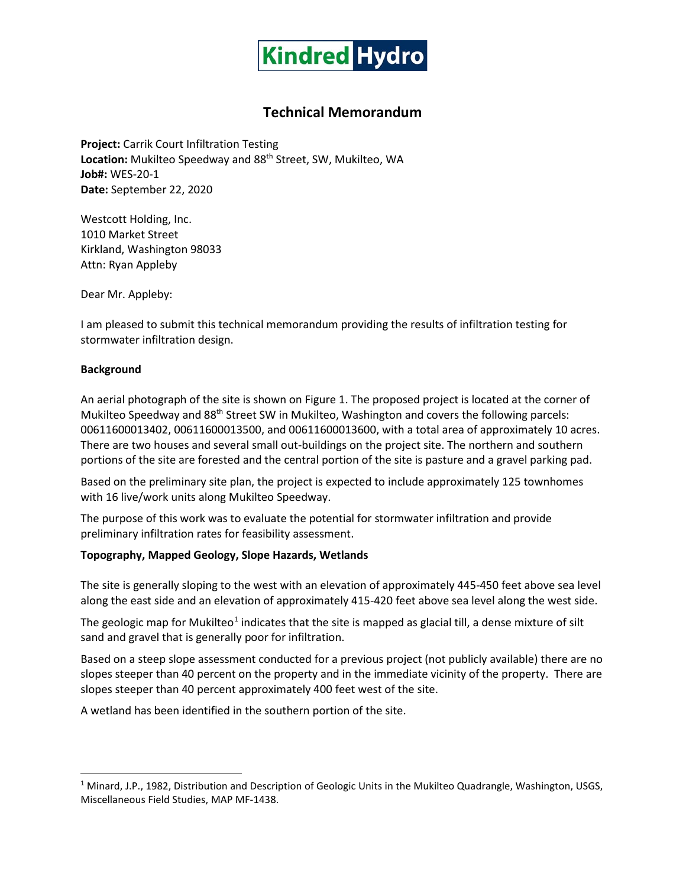# Kindred Hydro

## Technical Memorandum

**Project:** Carrik Court Infiltration Testing
**Location:** Mukilteo Speedway and 88th Street, SW, Mukilteo, WA
**Job#:** WES-20-1
**Date:** September 22, 2020

Westcott Holding, Inc.
1010 Market Street
Kirkland, Washington 98033
Attn: Ryan Appleby

Dear Mr. Appleby:

I am pleased to submit this technical memorandum providing the results of infiltration testing for stormwater infiltration design.

### Background

An aerial photograph of the site is shown on Figure 1. The proposed project is located at the corner of Mukilteo Speedway and 88th Street SW in Mukilteo, Washington and covers the following parcels: 00611600013402, 00611600013500, and 00611600013600, with a total area of approximately 10 acres. There are two houses and several small out-buildings on the project site. The northern and southern portions of the site are forested and the central portion of the site is pasture and a gravel parking pad.

Based on the preliminary site plan, the project is expected to include approximately 125 townhomes with 16 live/work units along Mukilteo Speedway.

The purpose of this work was to evaluate the potential for stormwater infiltration and provide preliminary infiltration rates for feasibility assessment.

### Topography, Mapped Geology, Slope Hazards, Wetlands

The site is generally sloping to the west with an elevation of approximately 445-450 feet above sea level along the east side and an elevation of approximately 415-420 feet above sea level along the west side.

The geologic map for Mukilteo[1] indicates that the site is mapped as glacial till, a dense mixture of silt sand and gravel that is generally poor for infiltration.

Based on a steep slope assessment conducted for a previous project (not publicly available) there are no slopes steeper than 40 percent on the property and in the immediate vicinity of the property. There are slopes steeper than 40 percent approximately 400 feet west of the site.

A wetland has been identified in the southern portion of the site.

---

[1] Minard, J.P., 1982, Distribution and Description of Geologic Units in the Mukilteo Quadrangle, Washington, USGS, Miscellaneous Field Studies, MAP MF-1438.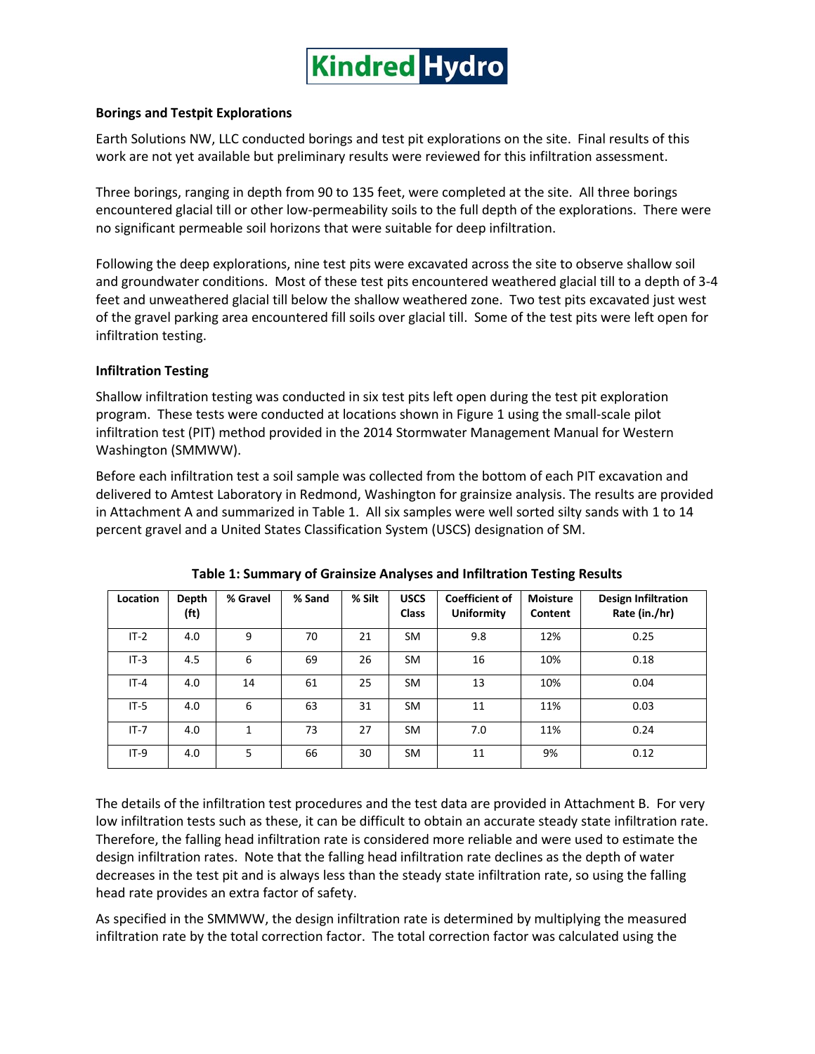### Borings and Testpit Explorations

Earth Solutions NW, LLC conducted borings and test pit explorations on the site. Final results of this work are not yet available but preliminary results were reviewed for this infiltration assessment.

Three borings, ranging in depth from 90 to 135 feet, were completed at the site. All three borings encountered glacial till or other low-permeability soils to the full depth of the explorations. There were no significant permeable soil horizons that were suitable for deep infiltration.

Following the deep explorations, nine test pits were excavated across the site to observe shallow soil and groundwater conditions. Most of these test pits encountered weathered glacial till to a depth of 3-4 feet and unweathered glacial till below the shallow weathered zone. Two test pits excavated just west of the gravel parking area encountered fill soils over glacial till. Some of the test pits were left open for infiltration testing.

### Infiltration Testing

Shallow infiltration testing was conducted in six test pits left open during the test pit exploration program. These tests were conducted at locations shown in Figure 1 using the small-scale pilot infiltration test (PIT) method provided in the 2014 Stormwater Management Manual for Western Washington (SMMWW).

Before each infiltration test a soil sample was collected from the bottom of each PIT excavation and delivered to Amtest Laboratory in Redmond, Washington for grainsize analysis. The results are provided in Attachment A and summarized in Table 1. All six samples were well sorted silty sands with 1 to 14 percent gravel and a United States Classification System (USCS) designation of SM.

**Table 1: Summary of Grainsize Analyses and Infiltration Testing Results**

| Location | Depth (ft) | % Gravel | % Sand | % Silt | USCS Class | Coefficient of Uniformity | Moisture Content | Design Infiltration Rate (in./hr) |
|---|---|---|---|---|---|---|---|---|
| IT-2 | 4.0 | 9 | 70 | 21 | SM | 9.8 | 12% | 0.25 |
| IT-3 | 4.5 | 6 | 69 | 26 | SM | 16 | 10% | 0.18 |
| IT-4 | 4.0 | 14 | 61 | 25 | SM | 13 | 10% | 0.04 |
| IT-5 | 4.0 | 6 | 63 | 31 | SM | 11 | 11% | 0.03 |
| IT-7 | 4.0 | 1 | 73 | 27 | SM | 7.0 | 11% | 0.24 |
| IT-9 | 4.0 | 5 | 66 | 30 | SM | 11 | 9% | 0.12 |

The details of the infiltration test procedures and the test data are provided in Attachment B. For very low infiltration tests such as these, it can be difficult to obtain an accurate steady state infiltration rate. Therefore, the falling head infiltration rate is considered more reliable and were used to estimate the design infiltration rates. Note that the falling head infiltration rate declines as the depth of water decreases in the test pit and is always less than the steady state infiltration rate, so using the falling head rate provides an extra factor of safety.

As specified in the SMMWW, the design infiltration rate is determined by multiplying the measured infiltration rate by the total correction factor. The total correction factor was calculated using the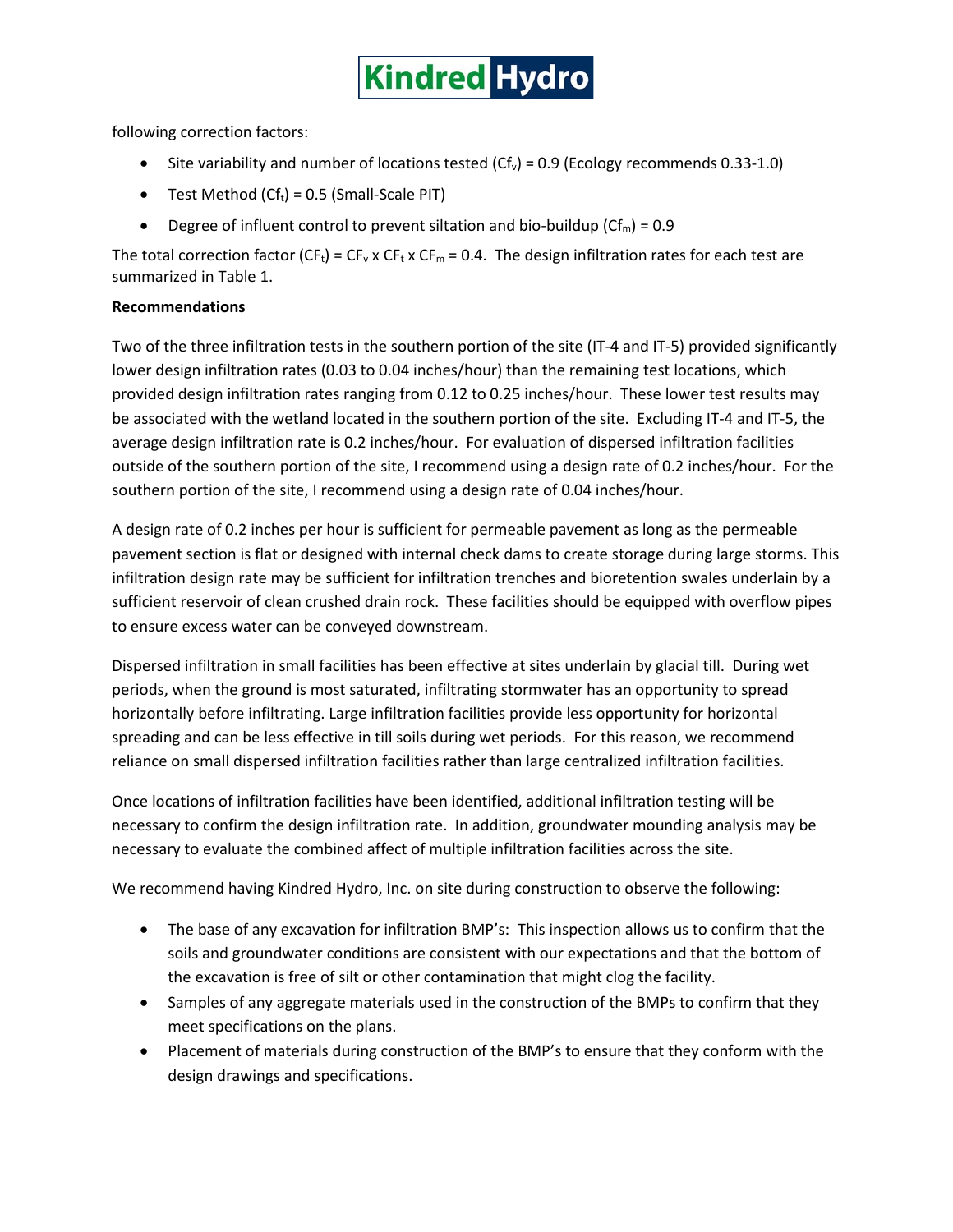following correction factors:

- Site variability and number of locations tested ($Cf_v$) = 0.9 (Ecology recommends 0.33-1.0)
- Test Method ($Cf_t$) = 0.5 (Small-Scale PIT)
- Degree of influent control to prevent siltation and bio-buildup ($Cf_m$) = 0.9

The total correction factor ($CF_t$) = $CF_v$ x $CF_t$ x $CF_m$ = 0.4. The design infiltration rates for each test are summarized in Table 1.

**Recommendations**

Two of the three infiltration tests in the southern portion of the site (IT-4 and IT-5) provided significantly lower design infiltration rates (0.03 to 0.04 inches/hour) than the remaining test locations, which provided design infiltration rates ranging from 0.12 to 0.25 inches/hour. These lower test results may be associated with the wetland located in the southern portion of the site. Excluding IT-4 and IT-5, the average design infiltration rate is 0.2 inches/hour. For evaluation of dispersed infiltration facilities outside of the southern portion of the site, I recommend using a design rate of 0.2 inches/hour. For the southern portion of the site, I recommend using a design rate of 0.04 inches/hour.

A design rate of 0.2 inches per hour is sufficient for permeable pavement as long as the permeable pavement section is flat or designed with internal check dams to create storage during large storms. This infiltration design rate may be sufficient for infiltration trenches and bioretention swales underlain by a sufficient reservoir of clean crushed drain rock. These facilities should be equipped with overflow pipes to ensure excess water can be conveyed downstream.

Dispersed infiltration in small facilities has been effective at sites underlain by glacial till. During wet periods, when the ground is most saturated, infiltrating stormwater has an opportunity to spread horizontally before infiltrating. Large infiltration facilities provide less opportunity for horizontal spreading and can be less effective in till soils during wet periods. For this reason, we recommend reliance on small dispersed infiltration facilities rather than large centralized infiltration facilities.

Once locations of infiltration facilities have been identified, additional infiltration testing will be necessary to confirm the design infiltration rate. In addition, groundwater mounding analysis may be necessary to evaluate the combined affect of multiple infiltration facilities across the site.

We recommend having Kindred Hydro, Inc. on site during construction to observe the following:

- The base of any excavation for infiltration BMP's: This inspection allows us to confirm that the soils and groundwater conditions are consistent with our expectations and that the bottom of the excavation is free of silt or other contamination that might clog the facility.
- Samples of any aggregate materials used in the construction of the BMPs to confirm that they meet specifications on the plans.
- Placement of materials during construction of the BMP's to ensure that they conform with the design drawings and specifications.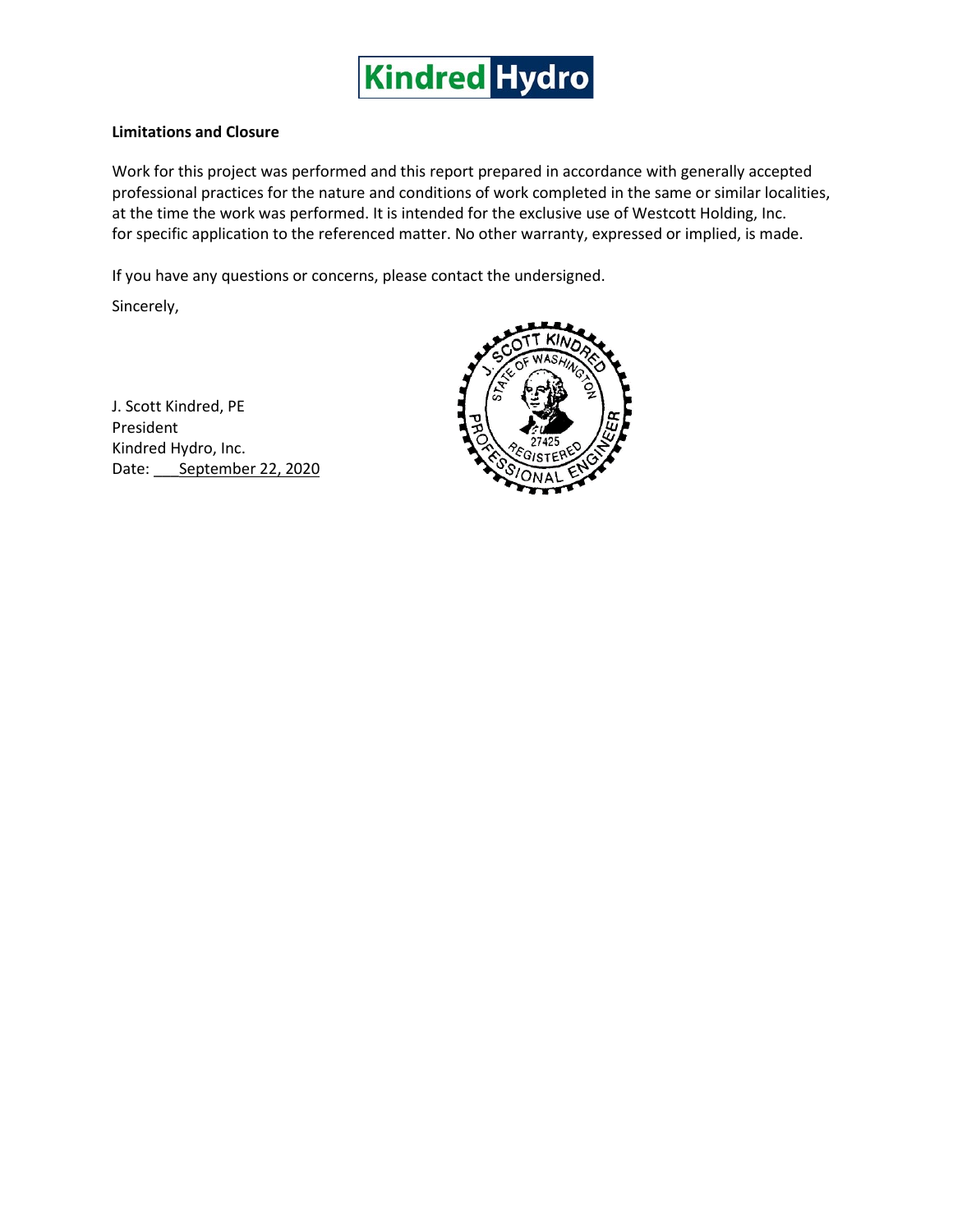### Limitations and Closure

Work for this project was performed and this report prepared in accordance with generally accepted professional practices for the nature and conditions of work completed in the same or similar localities, at the time the work was performed. It is intended for the exclusive use of Westcott Holding, Inc. for specific application to the referenced matter. No other warranty, expressed or implied, is made.

If you have any questions or concerns, please contact the undersigned.

Sincerely,

J. Scott Kindred, PE
President
Kindred Hydro, Inc.
Date: September 22, 2020

J. SCOTT KINDRED
STATE OF WASHINGTON
27425
REGISTERED
PROFESSIONAL ENGINEER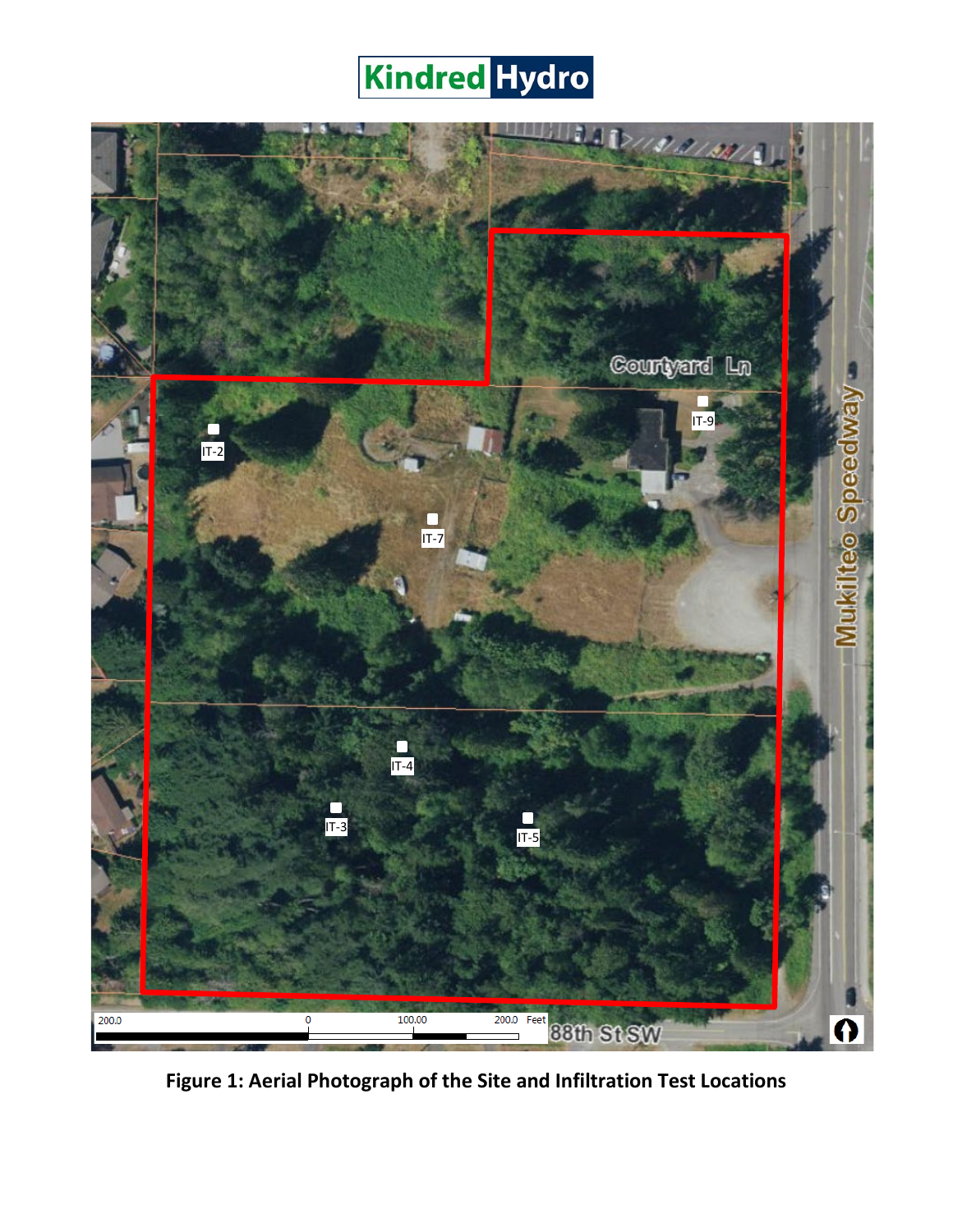Figure 1: Aerial Photograph of the Site and Infiltration Test Locations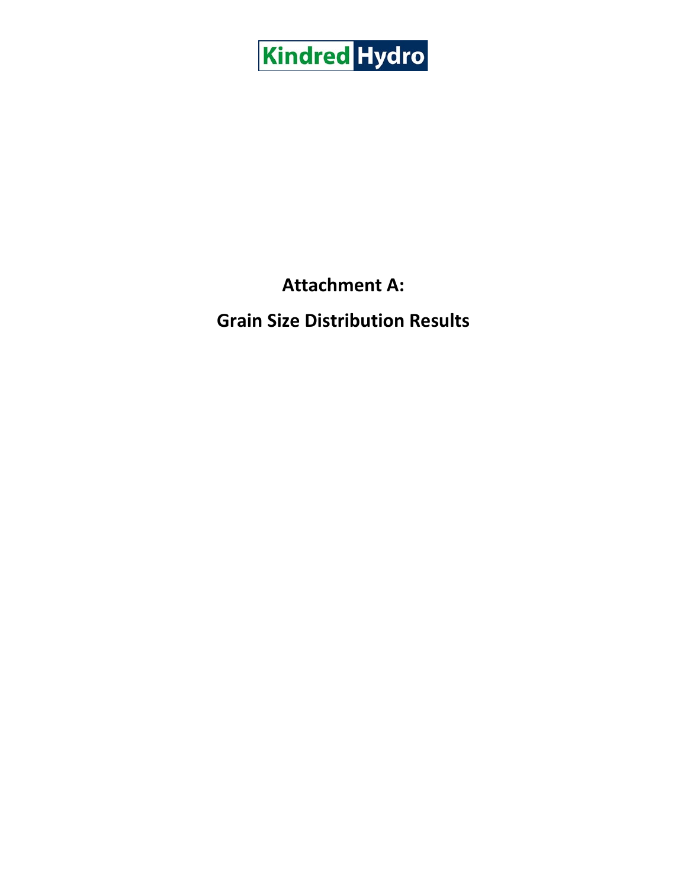Kindred Hydro

# Attachment A:

# Grain Size Distribution Results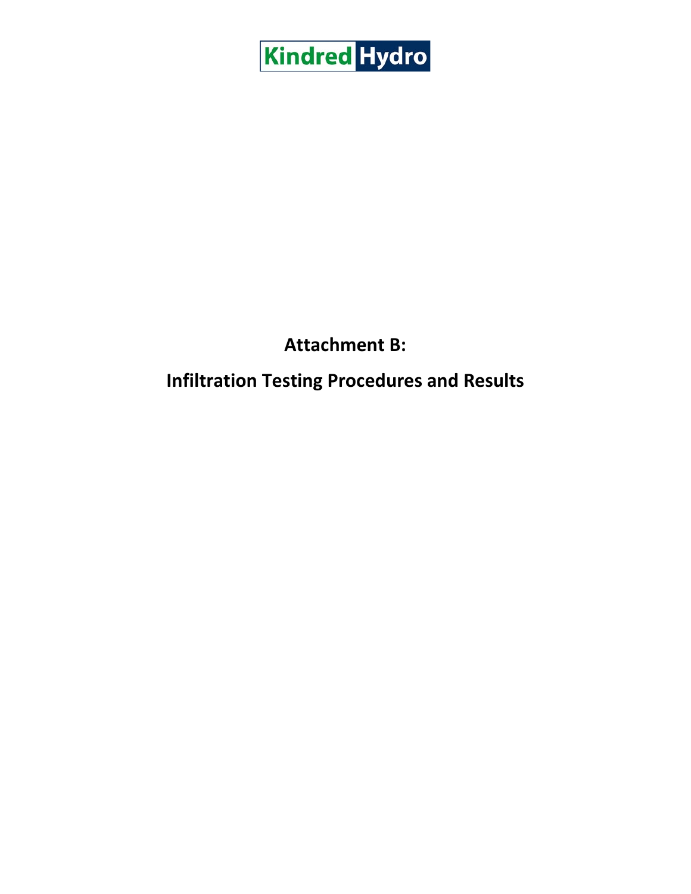Kindred Hydro

# Attachment B:

# Infiltration Testing Procedures and Results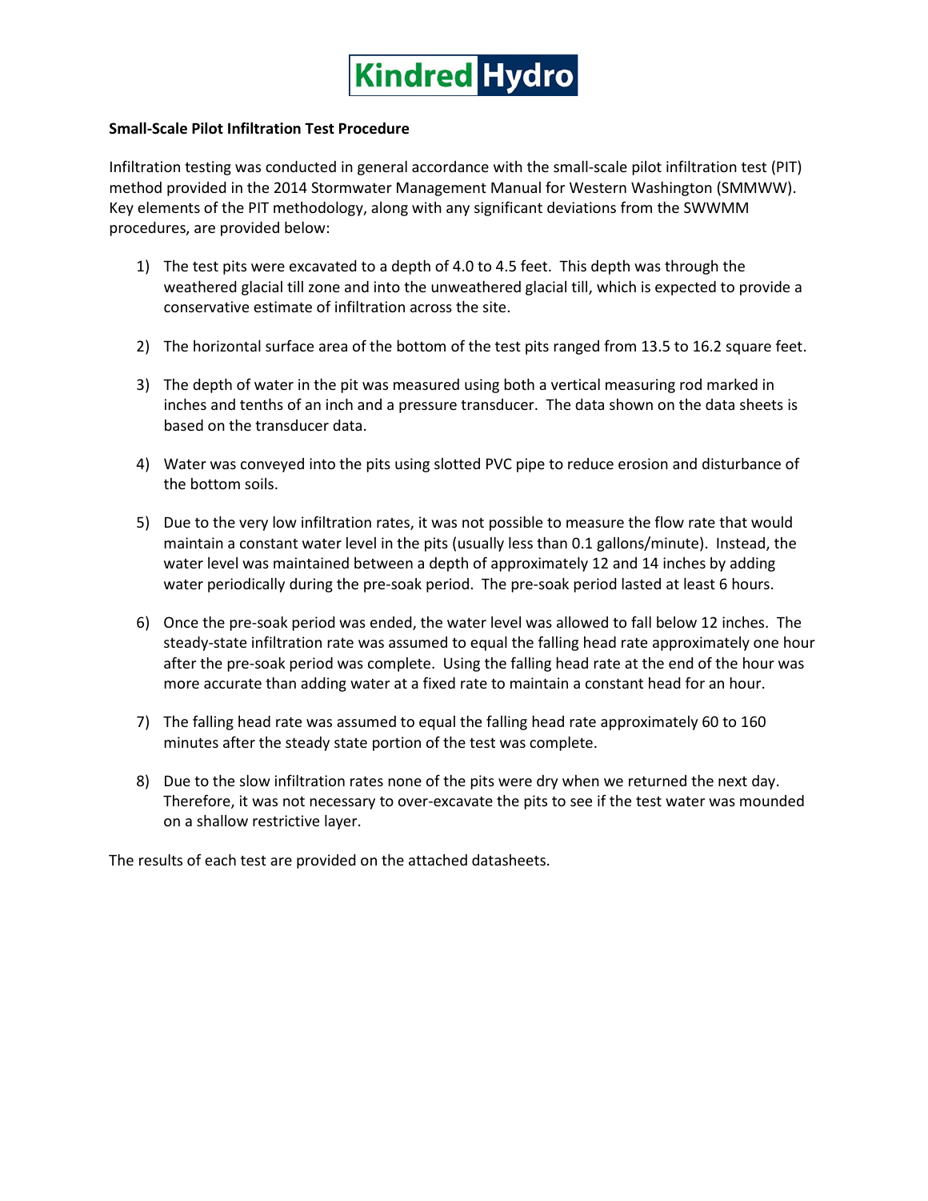**Kindred Hydro**

**Small-Scale Pilot Infiltration Test Procedure**

Infiltration testing was conducted in general accordance with the small-scale pilot infiltration test (PIT) method provided in the 2014 Stormwater Management Manual for Western Washington (SMMWW). Key elements of the PIT methodology, along with any significant deviations from the SWWMM procedures, are provided below:

1) The test pits were excavated to a depth of 4.0 to 4.5 feet. This depth was through the weathered glacial till zone and into the unweathered glacial till, which is expected to provide a conservative estimate of infiltration across the site.

2) The horizontal surface area of the bottom of the test pits ranged from 13.5 to 16.2 square feet.

3) The depth of water in the pit was measured using both a vertical measuring rod marked in inches and tenths of an inch and a pressure transducer. The data shown on the data sheets is based on the transducer data.

4) Water was conveyed into the pits using slotted PVC pipe to reduce erosion and disturbance of the bottom soils.

5) Due to the very low infiltration rates, it was not possible to measure the flow rate that would maintain a constant water level in the pits (usually less than 0.1 gallons/minute). Instead, the water level was maintained between a depth of approximately 12 and 14 inches by adding water periodically during the pre-soak period. The pre-soak period lasted at least 6 hours.

6) Once the pre-soak period was ended, the water level was allowed to fall below 12 inches. The steady-state infiltration rate was assumed to equal the falling head rate approximately one hour after the pre-soak period was complete. Using the falling head rate at the end of the hour was more accurate than adding water at a fixed rate to maintain a constant head for an hour.

7) The falling head rate was assumed to equal the falling head rate approximately 60 to 160 minutes after the steady state portion of the test was complete.

8) Due to the slow infiltration rates none of the pits were dry when we returned the next day. Therefore, it was not necessary to over-excavate the pits to see if the test water was mounded on a shallow restrictive layer.

The results of each test are provided on the attached datasheets.